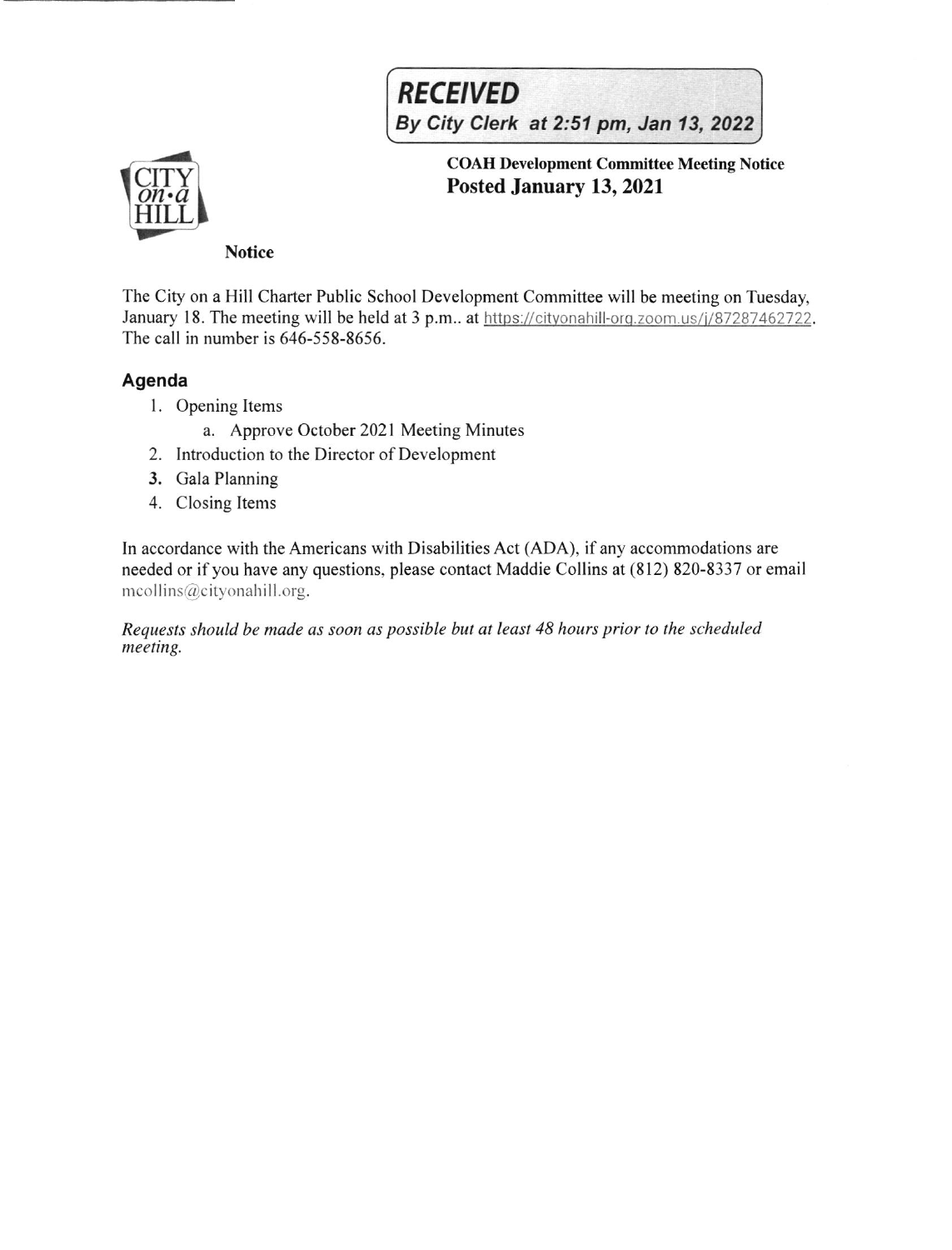**RECEIVED**
*By City Clerk at 2:51 pm, Jan 13, 2022*

**COAH Development Committee Meeting Notice**
**Posted January 13, 2021**

CITY on•a HILL

**Notice**

The City on a Hill Charter Public School Development Committee will be meeting on Tuesday, January 18. The meeting will be held at 3 p.m.. at https://cityonahill-org.zoom.us/j/87287462722. The call in number is 646-558-8656.

## Agenda

1. Opening Items
   a. Approve October 2021 Meeting Minutes
2. Introduction to the Director of Development
3. Gala Planning
4. Closing Items

In accordance with the Americans with Disabilities Act (ADA), if any accommodations are needed or if you have any questions, please contact Maddie Collins at (812) 820-8337 or email mcollins@cityonahill.org.

*Requests should be made as soon as possible but at least 48 hours prior to the scheduled meeting.*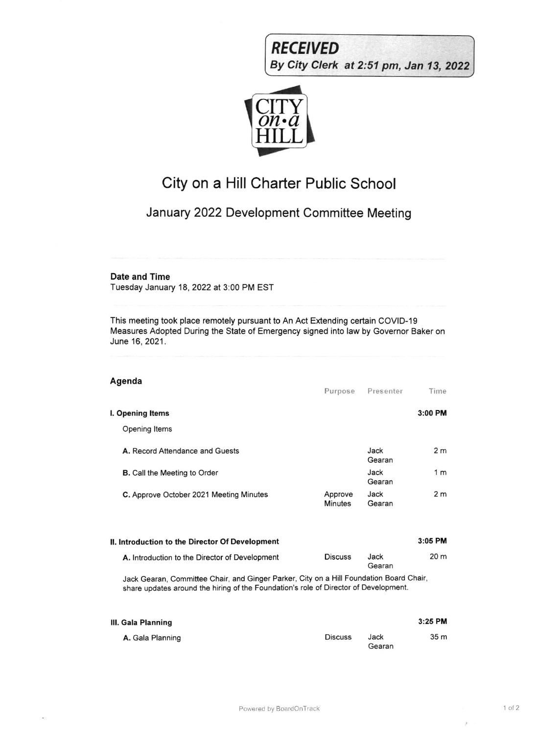**RECEIVED**
*By City Clerk at 2:51 pm, Jan 13, 2022*

CITY on•a HILL

# City on a Hill Charter Public School

## January 2022 Development Committee Meeting

**Date and Time**
Tuesday January 18, 2022 at 3:00 PM EST

This meeting took place remotely pursuant to An Act Extending certain COVID-19 Measures Adopted During the State of Emergency signed into law by Governor Baker on June 16, 2021.

### Agenda

| | Purpose | Presenter | Time |
|---|---|---|---|
| **I. Opening Items** | | | **3:00 PM** |
| Opening Items | | | |
| **A.** Record Attendance and Guests | | Jack Gearan | 2 m |
| **B.** Call the Meeting to Order | | Jack Gearan | 1 m |
| **C.** Approve October 2021 Meeting Minutes | Approve Minutes | Jack Gearan | 2 m |
| **II. Introduction to the Director Of Development** | | | **3:05 PM** |
| **A.** Introduction to the Director of Development | Discuss | Jack Gearan | 20 m |
| Jack Gearan, Committee Chair, and Ginger Parker, City on a Hill Foundation Board Chair, share updates around the hiring of the Foundation's role of Director of Development. | | | |
| **III. Gala Planning** | | | **3:25 PM** |
| **A.** Gala Planning | Discuss | Jack Gearan | 35 m |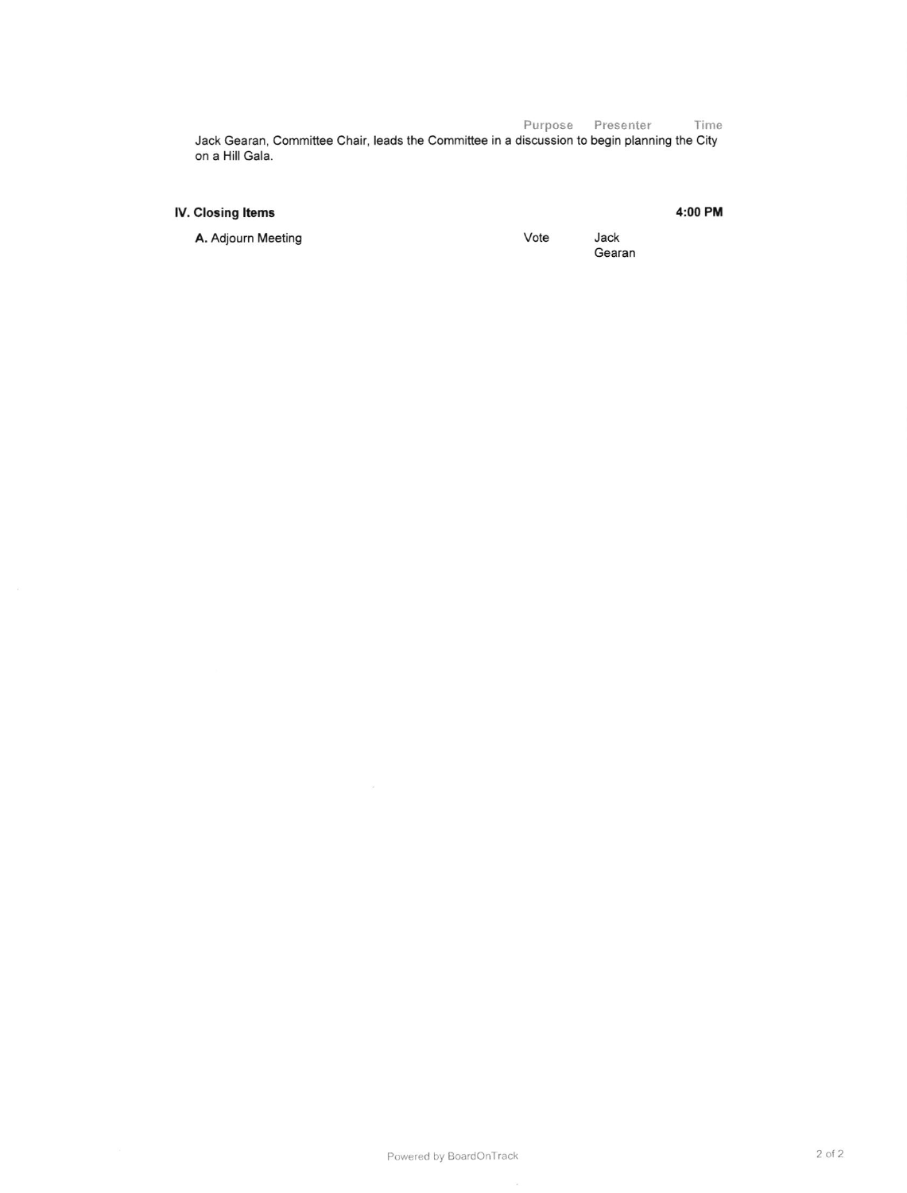| | Purpose | Presenter | Time |
|---|---|---|---|

Jack Gearan, Committee Chair, leads the Committee in a discussion to begin planning the City on a Hill Gala.

## IV. Closing Items **4:00 PM**

| | Purpose | Presenter | Time |
|---|---|---|---|
| **A.** Adjourn Meeting | Vote | Jack Gearan | |

Powered by BoardOnTrack